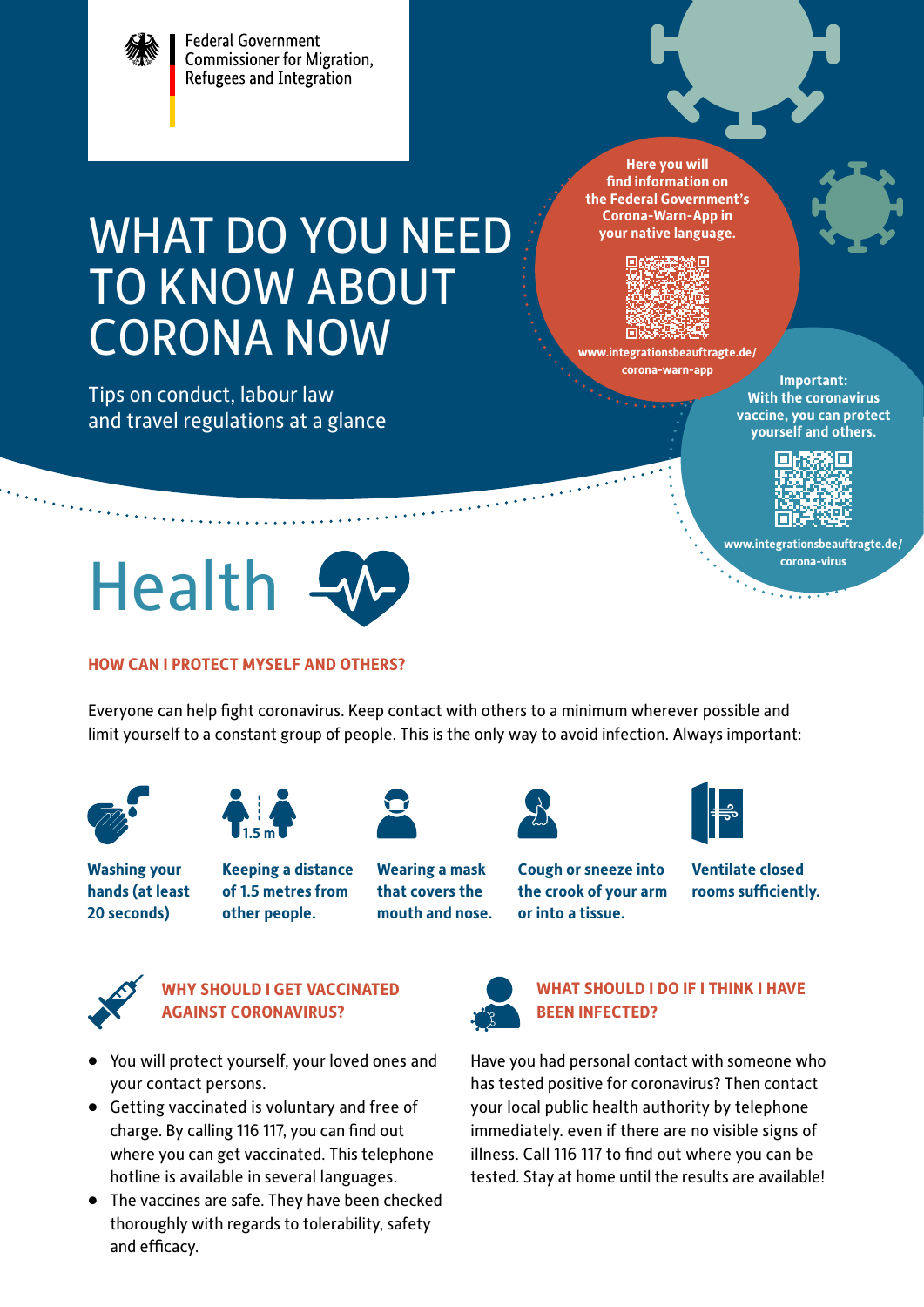Federal Government Commissioner for Migration, Refugees and Integration

# WHAT DO YOU NEED TO KNOW ABOUT CORONA NOW

Tips on conduct, labour law and travel regulations at a glance

**Here you will find information on the Federal Government's Corona-Warn-App in your native language.**

**www.integrationsbeauftragte.de/corona-warn-app**

**Important: With the coronavirus vaccine, you can protect yourself and others.**

**www.integrationsbeauftragte.de/corona-virus**

# Health

### HOW CAN I PROTECT MYSELF AND OTHERS?

Everyone can help fight coronavirus. Keep contact with others to a minimum wherever possible and limit yourself to a constant group of people. This is the only way to avoid infection. Always important:

- **Washing your hands (at least 20 seconds)**
- **Keeping a distance of 1.5 metres from other people.**
- **Wearing a mask that covers the mouth and nose.**
- **Cough or sneeze into the crook of your arm or into a tissue.**
- **Ventilate closed rooms sufficiently.**

### WHY SHOULD I GET VACCINATED AGAINST CORONAVIRUS?

- You will protect yourself, your loved ones and your contact persons.
- Getting vaccinated is voluntary and free of charge. By calling 116 117, you can find out where you can get vaccinated. This telephone hotline is available in several languages.
- The vaccines are safe. They have been checked thoroughly with regards to tolerability, safety and efficacy.

### WHAT SHOULD I DO IF I THINK I HAVE BEEN INFECTED?

Have you had personal contact with someone who has tested positive for coronavirus? Then contact your local public health authority by telephone immediately. even if there are no visible signs of illness. Call 116 117 to find out where you can be tested. Stay at home until the results are available!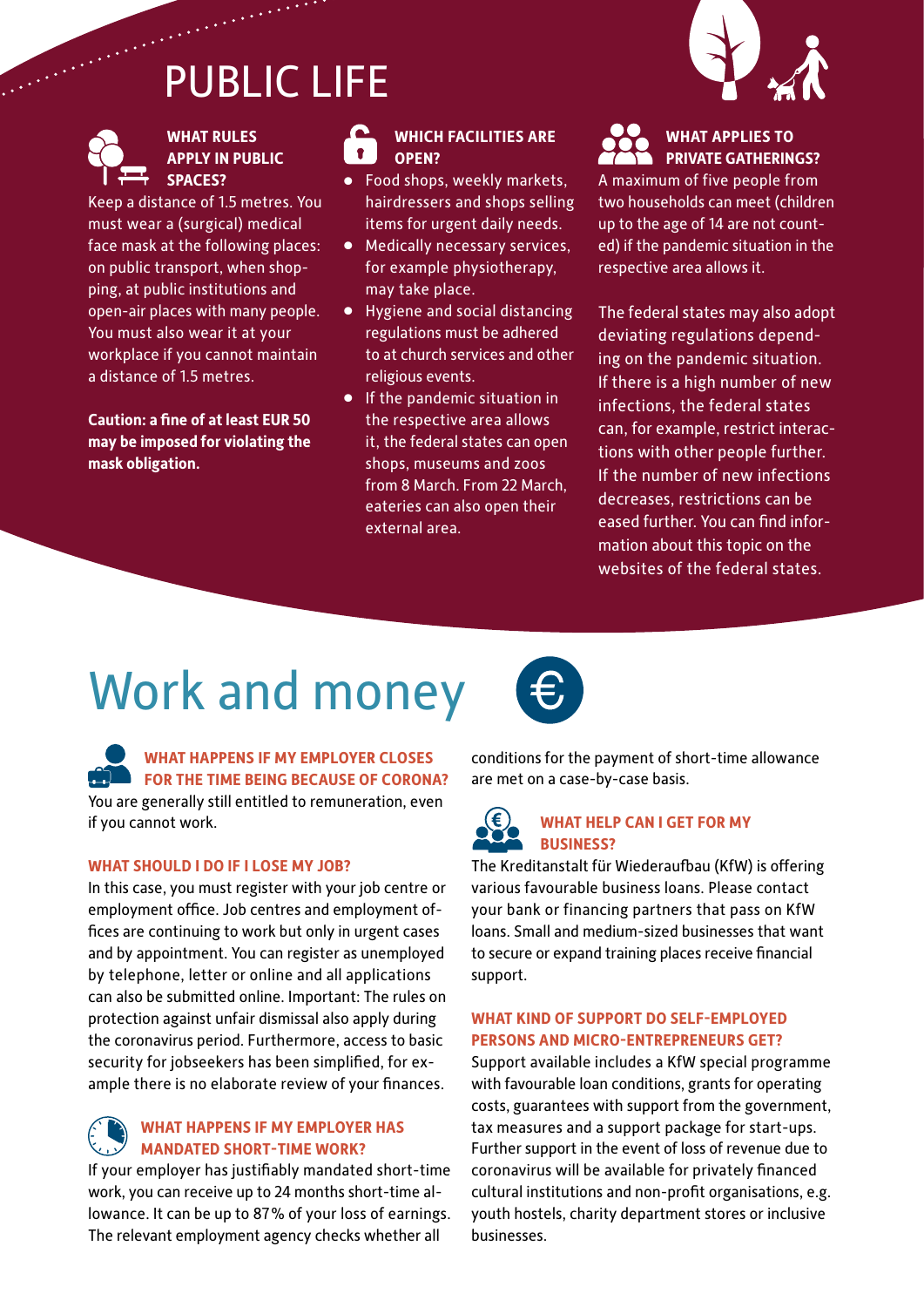# PUBLIC LIFE

### WHAT RULES APPLY IN PUBLIC SPACES?

Keep a distance of 1.5 metres. You must wear a (surgical) medical face mask at the following places: on public transport, when shopping, at public institutions and open-air places with many people. You must also wear it at your workplace if you cannot maintain a distance of 1.5 metres.

**Caution: a fine of at least EUR 50 may be imposed for violating the mask obligation.**

### WHICH FACILITIES ARE OPEN?

- Food shops, weekly markets, hairdressers and shops selling items for urgent daily needs.
- Medically necessary services, for example physiotherapy, may take place.
- Hygiene and social distancing regulations must be adhered to at church services and other religious events.
- If the pandemic situation in the respective area allows it, the federal states can open shops, museums and zoos from 8 March. From 22 March, eateries can also open their external area.

### WHAT APPLIES TO PRIVATE GATHERINGS?

A maximum of five people from two households can meet (children up to the age of 14 are not counted) if the pandemic situation in the respective area allows it.

The federal states may also adopt deviating regulations depending on the pandemic situation. If there is a high number of new infections, the federal states can, for example, restrict interactions with other people further. If the number of new infections decreases, restrictions can be eased further. You can find information about this topic on the websites of the federal states.

# Work and money

### WHAT HAPPENS IF MY EMPLOYER CLOSES FOR THE TIME BEING BECAUSE OF CORONA?

You are generally still entitled to remuneration, even if you cannot work.

### WHAT SHOULD I DO IF I LOSE MY JOB?

In this case, you must register with your job centre or employment office. Job centres and employment offices are continuing to work but only in urgent cases and by appointment. You can register as unemployed by telephone, letter or online and all applications can also be submitted online. Important: The rules on protection against unfair dismissal also apply during the coronavirus period. Furthermore, access to basic security for jobseekers has been simplified, for example there is no elaborate review of your finances.

### WHAT HAPPENS IF MY EMPLOYER HAS MANDATED SHORT-TIME WORK?

If your employer has justifiably mandated short-time work, you can receive up to 24 months short-time allowance. It can be up to 87% of your loss of earnings. The relevant employment agency checks whether all conditions for the payment of short-time allowance are met on a case-by-case basis.

### WHAT HELP CAN I GET FOR MY BUSINESS?

The Kreditanstalt für Wiederaufbau (KfW) is offering various favourable business loans. Please contact your bank or financing partners that pass on KfW loans. Small and medium-sized businesses that want to secure or expand training places receive financial support.

### WHAT KIND OF SUPPORT DO SELF-EMPLOYED PERSONS AND MICRO-ENTREPRENEURS GET?

Support available includes a KfW special programme with favourable loan conditions, grants for operating costs, guarantees with support from the government, tax measures and a support package for start-ups. Further support in the event of loss of revenue due to coronavirus will be available for privately financed cultural institutions and non-profit organisations, e.g. youth hostels, charity department stores or inclusive businesses.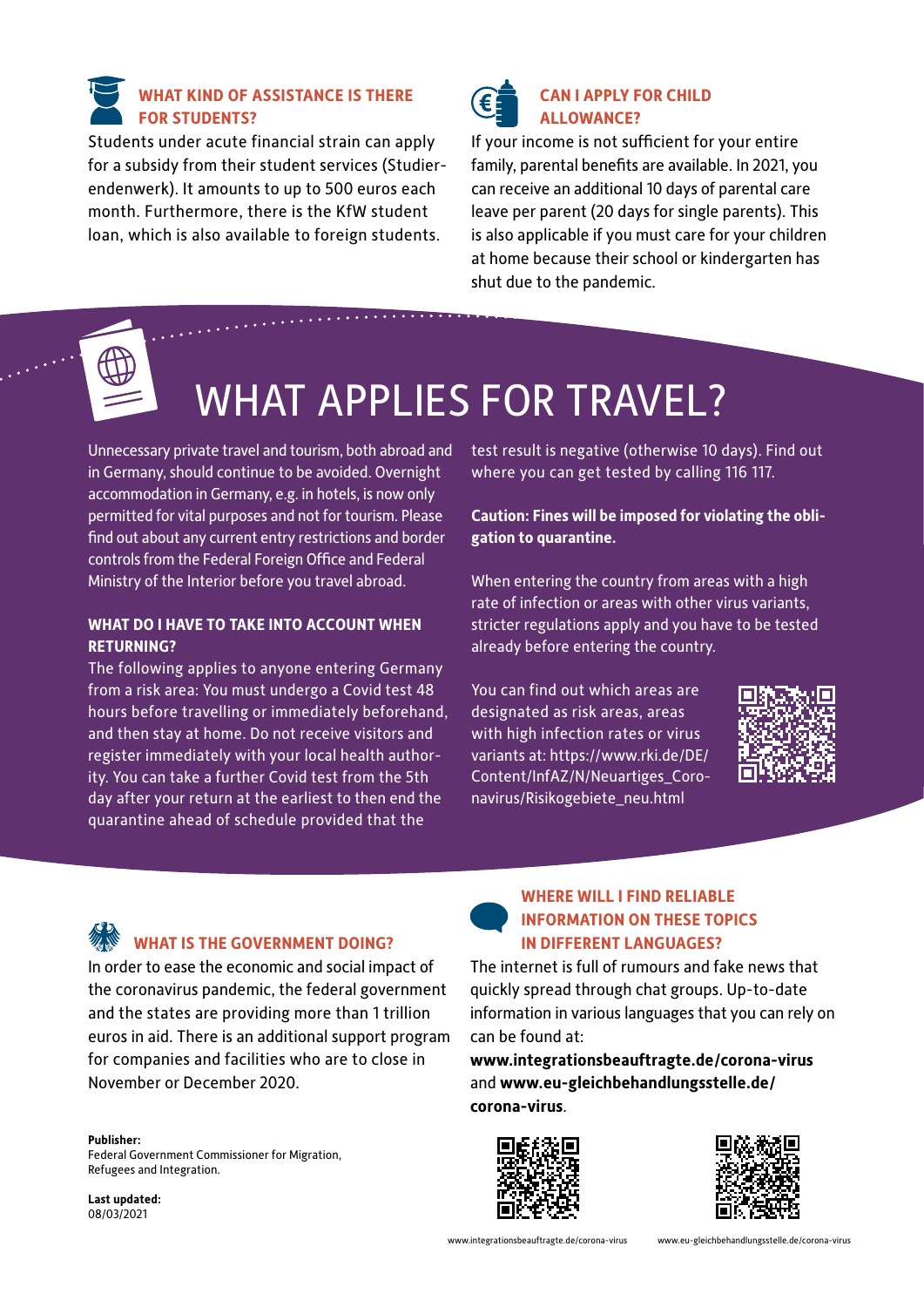### WHAT KIND OF ASSISTANCE IS THERE FOR STUDENTS?

Students under acute financial strain can apply for a subsidy from their student services (Studierendenwerk). It amounts to up to 500 euros each month. Furthermore, there is the KfW student loan, which is also available to foreign students.

### CAN I APPLY FOR CHILD ALLOWANCE?

If your income is not sufficient for your entire family, parental benefits are available. In 2021, you can receive an additional 10 days of parental care leave per parent (20 days for single parents). This is also applicable if you must care for your children at home because their school or kindergarten has shut due to the pandemic.

## WHAT APPLIES FOR TRAVEL?

Unnecessary private travel and tourism, both abroad and in Germany, should continue to be avoided. Overnight accommodation in Germany, e.g. in hotels, is now only permitted for vital purposes and not for tourism. Please find out about any current entry restrictions and border controls from the Federal Foreign Office and Federal Ministry of the Interior before you travel abroad.

### WHAT DO I HAVE TO TAKE INTO ACCOUNT WHEN RETURNING?

The following applies to anyone entering Germany from a risk area: You must undergo a Covid test 48 hours before travelling or immediately beforehand, and then stay at home. Do not receive visitors and register immediately with your local health authority. You can take a further Covid test from the 5th day after your return at the earliest to then end the quarantine ahead of schedule provided that the test result is negative (otherwise 10 days). Find out where you can get tested by calling 116 117.

**Caution: Fines will be imposed for violating the obligation to quarantine.**

When entering the country from areas with a high rate of infection or areas with other virus variants, stricter regulations apply and you have to be tested already before entering the country.

You can find out which areas are designated as risk areas, areas with high infection rates or virus variants at: https://www.rki.de/DE/Content/InfAZ/N/Neuartiges_Coronavirus/Risikogebiete_neu.html

### WHAT IS THE GOVERNMENT DOING?

In order to ease the economic and social impact of the coronavirus pandemic, the federal government and the states are providing more than 1 trillion euros in aid. There is an additional support program for companies and facilities who are to close in November or December 2020.

### WHERE WILL I FIND RELIABLE INFORMATION ON THESE TOPICS IN DIFFERENT LANGUAGES?

The internet is full of rumours and fake news that quickly spread through chat groups. Up-to-date information in various languages that you can rely on can be found at:
**www.integrationsbeauftragte.de/corona-virus** and **www.eu-gleichbehandlungsstelle.de/corona-virus**.

www.integrationsbeauftragte.de/corona-virus

www.eu-gleichbehandlungsstelle.de/corona-virus

**Publisher:**
Federal Government Commissioner for Migration, Refugees and Integration.

**Last updated:**
08/03/2021